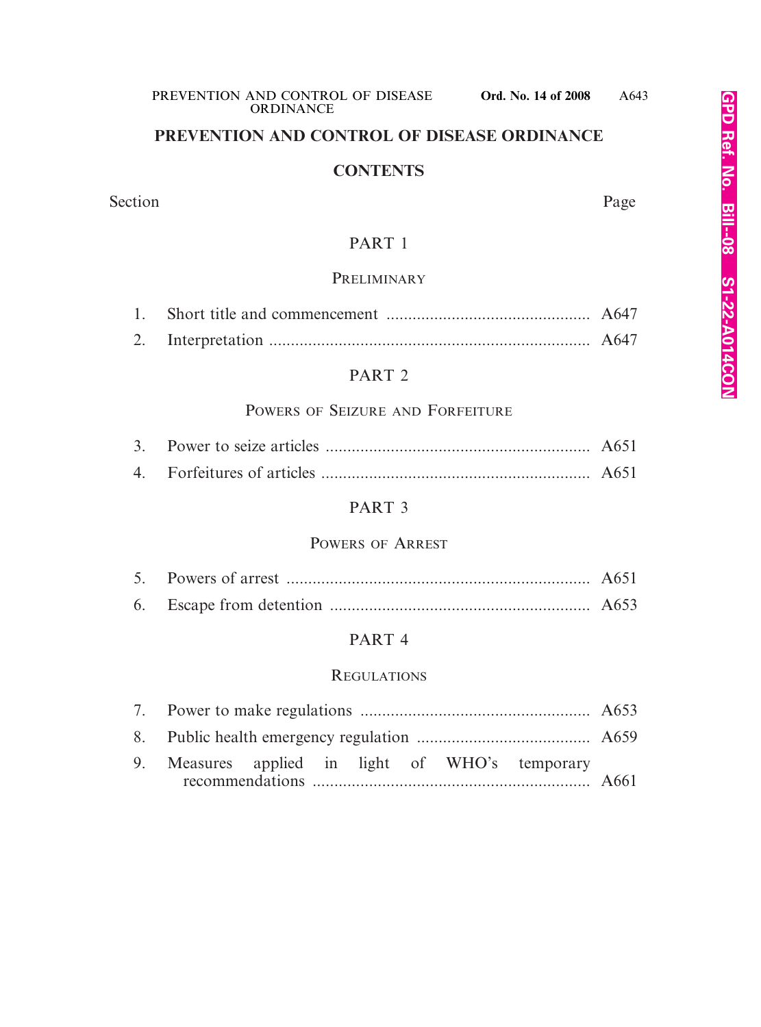# PREVENTION AND CONTROL OF DISEASE ORDINANCE

## CONTENTS

| Section | | Page |
|---|---|---|
| | **PART 1** | |
| | **PRELIMINARY** | |
| 1. | Short title and commencement | A647 |
| 2. | Interpretation | A647 |
| | **PART 2** | |
| | **POWERS OF SEIZURE AND FORFEITURE** | |
| 3. | Power to seize articles | A651 |
| 4. | Forfeitures of articles | A651 |
| | **PART 3** | |
| | **POWERS OF ARREST** | |
| 5. | Powers of arrest | A651 |
| 6. | Escape from detention | A653 |
| | **PART 4** | |
| | **REGULATIONS** | |
| 7. | Power to make regulations | A653 |
| 8. | Public health emergency regulation | A659 |
| 9. | Measures applied in light of WHO's temporary recommendations | A661 |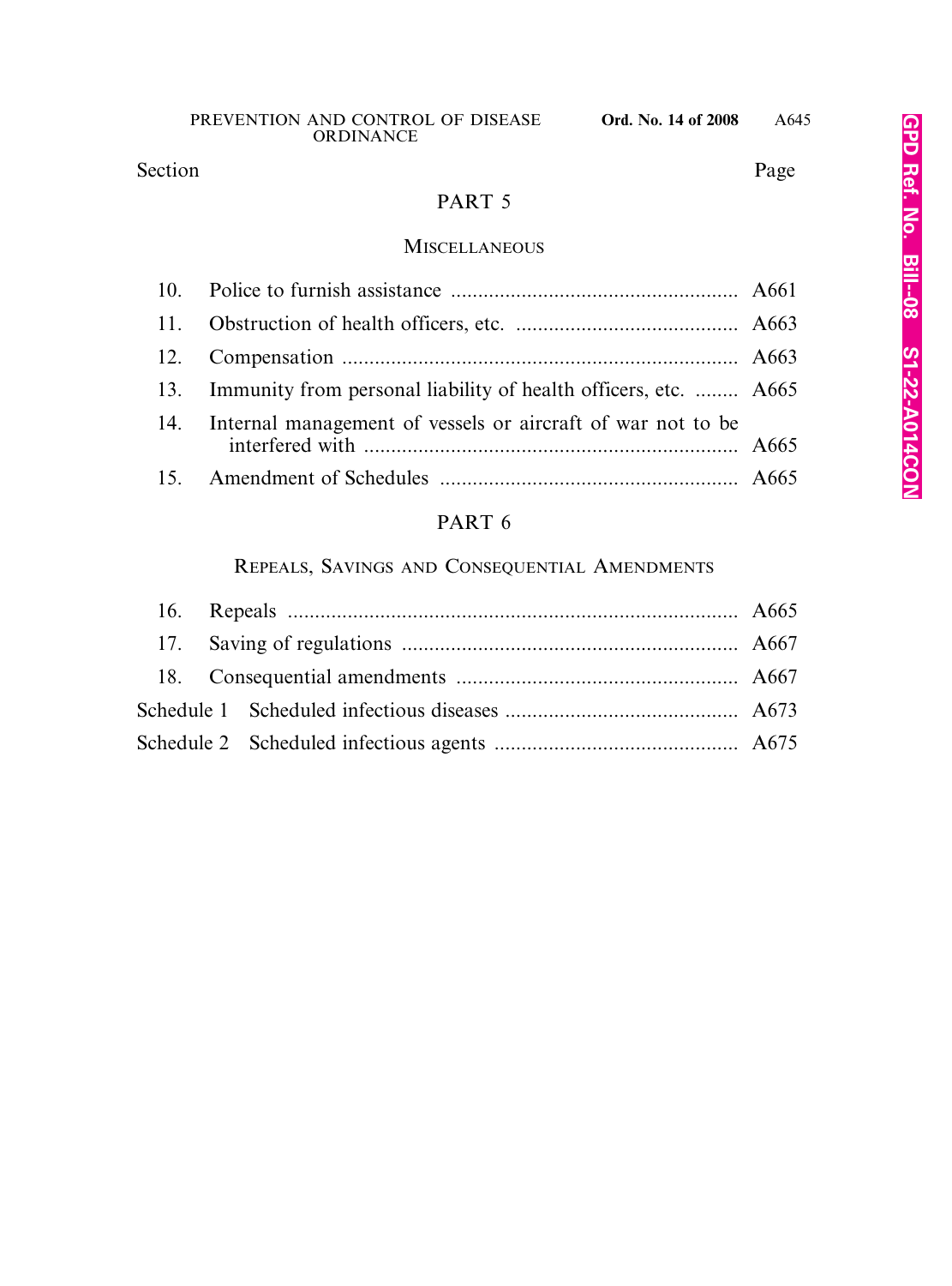| Section | | Page |
|---|---|---|

## PART 5

### MISCELLANEOUS

| | | |
|---|---|---|
| 10. | Police to furnish assistance | A661 |
| 11. | Obstruction of health officers, etc. | A663 |
| 12. | Compensation | A663 |
| 13. | Immunity from personal liability of health officers, etc. | A665 |
| 14. | Internal management of vessels or aircraft of war not to be interfered with | A665 |
| 15. | Amendment of Schedules | A665 |

## PART 6

### REPEALS, SAVINGS AND CONSEQUENTIAL AMENDMENTS

| | | |
|---|---|---|
| 16. | Repeals | A665 |
| 17. | Saving of regulations | A667 |
| 18. | Consequential amendments | A667 |
| Schedule 1 | Scheduled infectious diseases | A673 |
| Schedule 2 | Scheduled infectious agents | A675 |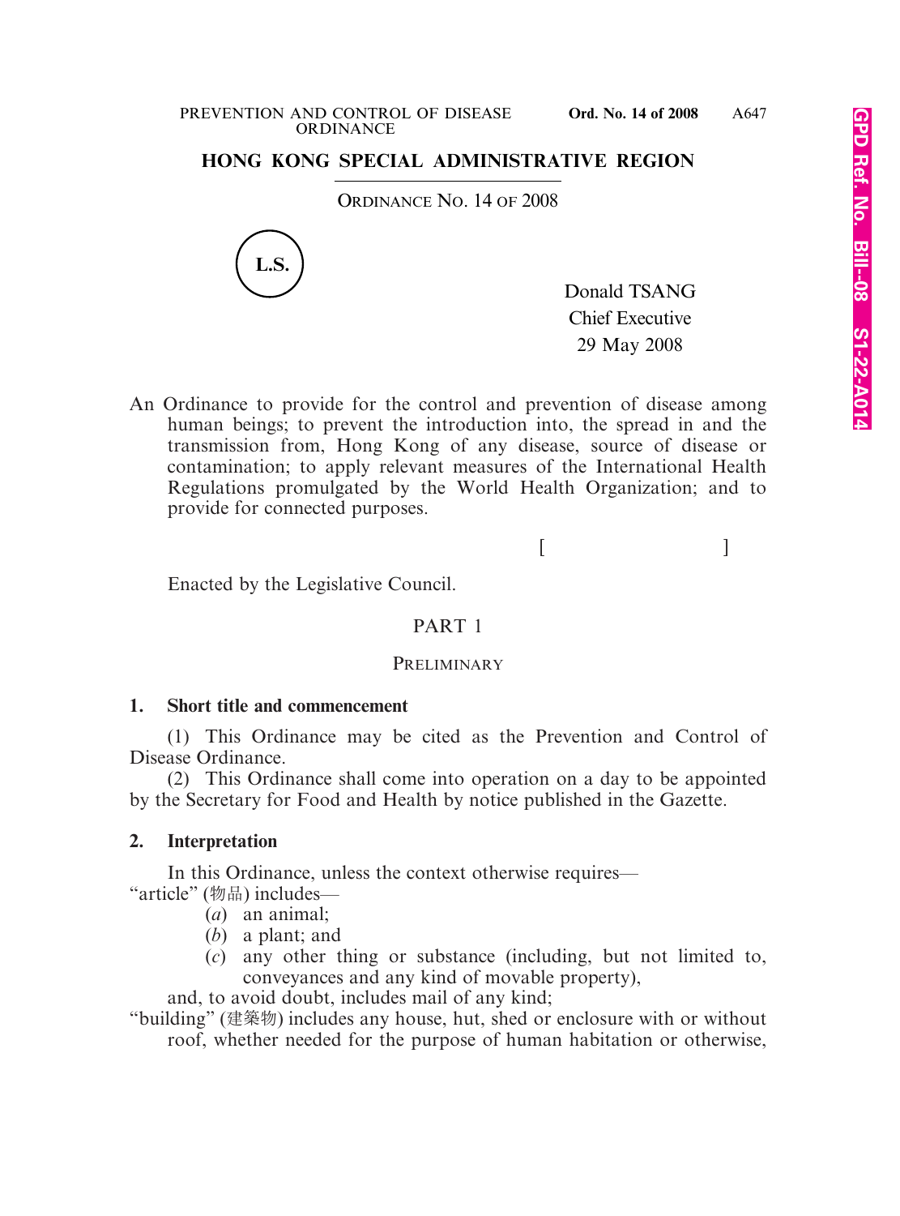# HONG KONG SPECIAL ADMINISTRATIVE REGION

ORDINANCE NO. 14 OF 2008

L.S.

Donald TSANG
Chief Executive
29 May 2008

An Ordinance to provide for the control and prevention of disease among human beings; to prevent the introduction into, the spread in and the transmission from, Hong Kong of any disease, source of disease or contamination; to apply relevant measures of the International Health Regulations promulgated by the World Health Organization; and to provide for connected purposes.

[ ]

Enacted by the Legislative Council.

## PART 1

### PRELIMINARY

**1. Short title and commencement**

(1) This Ordinance may be cited as the Prevention and Control of Disease Ordinance.

(2) This Ordinance shall come into operation on a day to be appointed by the Secretary for Food and Health by notice published in the Gazette.

**2. Interpretation**

In this Ordinance, unless the context otherwise requires—

"article" (物品) includes—

(*a*) an animal;

(*b*) a plant; and

(*c*) any other thing or substance (including, but not limited to, conveyances and any kind of movable property),

and, to avoid doubt, includes mail of any kind;

"building" (建築物) includes any house, hut, shed or enclosure with or without roof, whether needed for the purpose of human habitation or otherwise,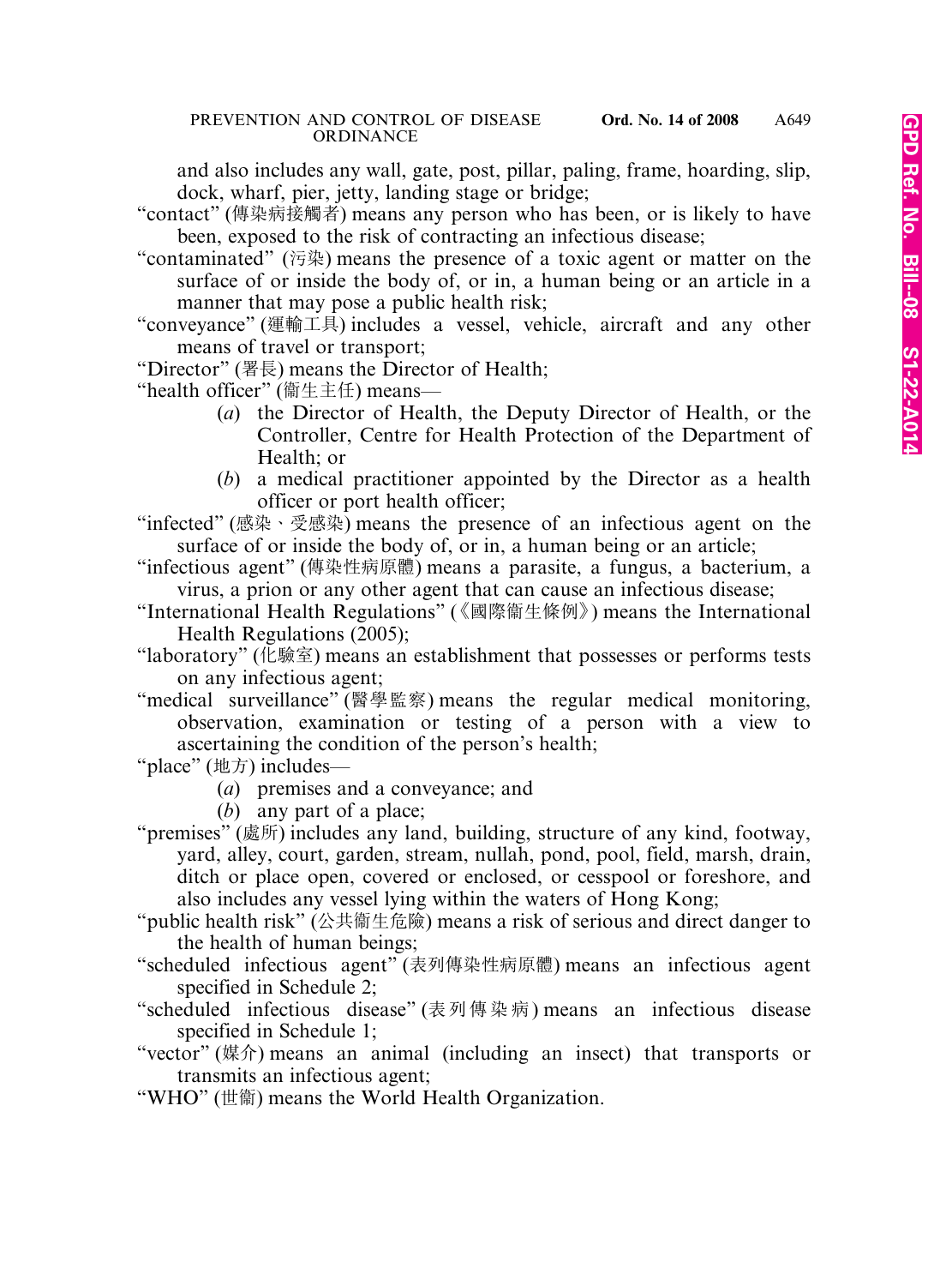and also includes any wall, gate, post, pillar, paling, frame, hoarding, slip, dock, wharf, pier, jetty, landing stage or bridge;

"contact" (傳染病接觸者) means any person who has been, or is likely to have been, exposed to the risk of contracting an infectious disease;

"contaminated" (污染) means the presence of a toxic agent or matter on the surface of or inside the body of, or in, a human being or an article in a manner that may pose a public health risk;

"conveyance" (運輸工具) includes a vessel, vehicle, aircraft and any other means of travel or transport;

"Director" (署長) means the Director of Health;

"health officer" (衞生主任) means—

(*a*) the Director of Health, the Deputy Director of Health, or the Controller, Centre for Health Protection of the Department of Health; or

(*b*) a medical practitioner appointed by the Director as a health officer or port health officer;

"infected" (感染、受感染) means the presence of an infectious agent on the surface of or inside the body of, or in, a human being or an article;

"infectious agent" (傳染性病原體) means a parasite, a fungus, a bacterium, a virus, a prion or any other agent that can cause an infectious disease;

"International Health Regulations" (《國際衞生條例》) means the International Health Regulations (2005);

"laboratory" (化驗室) means an establishment that possesses or performs tests on any infectious agent;

"medical surveillance" (醫學監察) means the regular medical monitoring, observation, examination or testing of a person with a view to ascertaining the condition of the person's health;

"place" (地方) includes—

(*a*) premises and a conveyance; and

(*b*) any part of a place;

"premises" (處所) includes any land, building, structure of any kind, footway, yard, alley, court, garden, stream, nullah, pond, pool, field, marsh, drain, ditch or place open, covered or enclosed, or cesspool or foreshore, and also includes any vessel lying within the waters of Hong Kong;

"public health risk" (公共衞生危險) means a risk of serious and direct danger to the health of human beings;

"scheduled infectious agent" (表列傳染性病原體) means an infectious agent specified in Schedule 2;

"scheduled infectious disease" (表列傳染病) means an infectious disease specified in Schedule 1;

"vector" (媒介) means an animal (including an insect) that transports or transmits an infectious agent;

"WHO" (世衞) means the World Health Organization.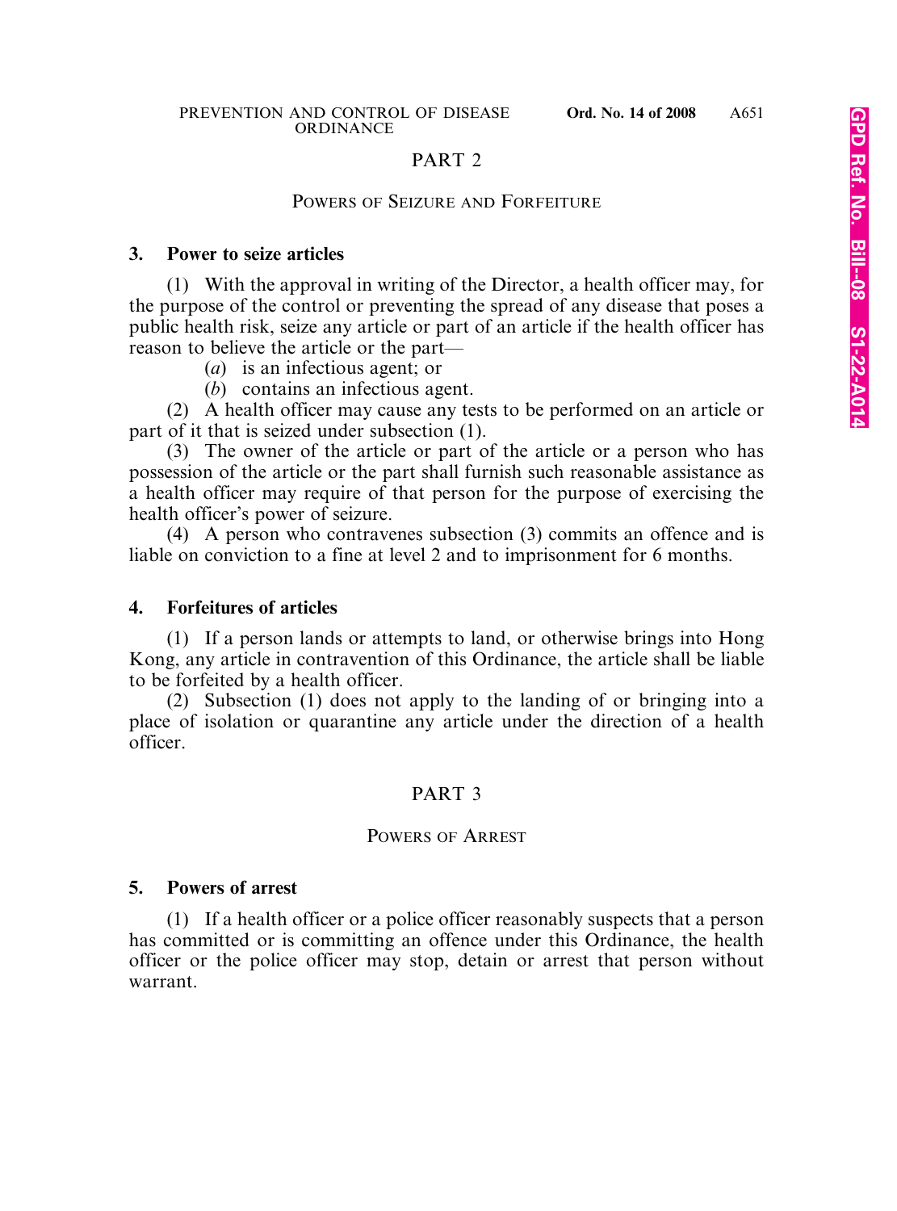## PART 2

### POWERS OF SEIZURE AND FORFEITURE

**3. Power to seize articles**

(1) With the approval in writing of the Director, a health officer may, for the purpose of the control or preventing the spread of any disease that poses a public health risk, seize any article or part of an article if the health officer has reason to believe the article or the part—

(*a*) is an infectious agent; or

(*b*) contains an infectious agent.

(2) A health officer may cause any tests to be performed on an article or part of it that is seized under subsection (1).

(3) The owner of the article or part of the article or a person who has possession of the article or the part shall furnish such reasonable assistance as a health officer may require of that person for the purpose of exercising the health officer's power of seizure.

(4) A person who contravenes subsection (3) commits an offence and is liable on conviction to a fine at level 2 and to imprisonment for 6 months.

**4. Forfeitures of articles**

(1) If a person lands or attempts to land, or otherwise brings into Hong Kong, any article in contravention of this Ordinance, the article shall be liable to be forfeited by a health officer.

(2) Subsection (1) does not apply to the landing of or bringing into a place of isolation or quarantine any article under the direction of a health officer.

## PART 3

### POWERS OF ARREST

**5. Powers of arrest**

(1) If a health officer or a police officer reasonably suspects that a person has committed or is committing an offence under this Ordinance, the health officer or the police officer may stop, detain or arrest that person without warrant.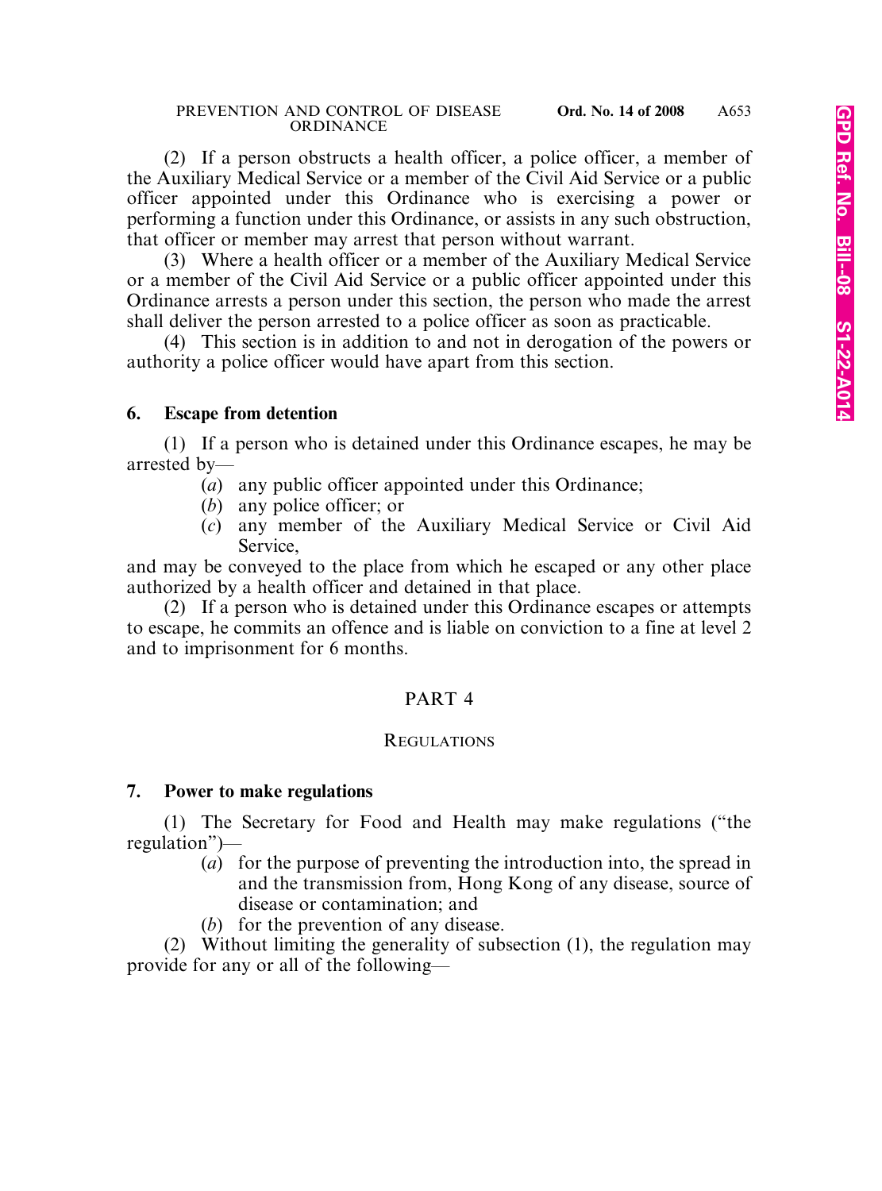(2) If a person obstructs a health officer, a police officer, a member of the Auxiliary Medical Service or a member of the Civil Aid Service or a public officer appointed under this Ordinance who is exercising a power or performing a function under this Ordinance, or assists in any such obstruction, that officer or member may arrest that person without warrant.

(3) Where a health officer or a member of the Auxiliary Medical Service or a member of the Civil Aid Service or a public officer appointed under this Ordinance arrests a person under this section, the person who made the arrest shall deliver the person arrested to a police officer as soon as practicable.

(4) This section is in addition to and not in derogation of the powers or authority a police officer would have apart from this section.

**6. Escape from detention**

(1) If a person who is detained under this Ordinance escapes, he may be arrested by—

(*a*) any public officer appointed under this Ordinance;

(*b*) any police officer; or

(*c*) any member of the Auxiliary Medical Service or Civil Aid Service,

and may be conveyed to the place from which he escaped or any other place authorized by a health officer and detained in that place.

(2) If a person who is detained under this Ordinance escapes or attempts to escape, he commits an offence and is liable on conviction to a fine at level 2 and to imprisonment for 6 months.

## PART 4

### REGULATIONS

**7. Power to make regulations**

(1) The Secretary for Food and Health may make regulations ("the regulation")—

(*a*) for the purpose of preventing the introduction into, the spread in and the transmission from, Hong Kong of any disease, source of disease or contamination; and

(*b*) for the prevention of any disease.

(2) Without limiting the generality of subsection (1), the regulation may provide for any or all of the following—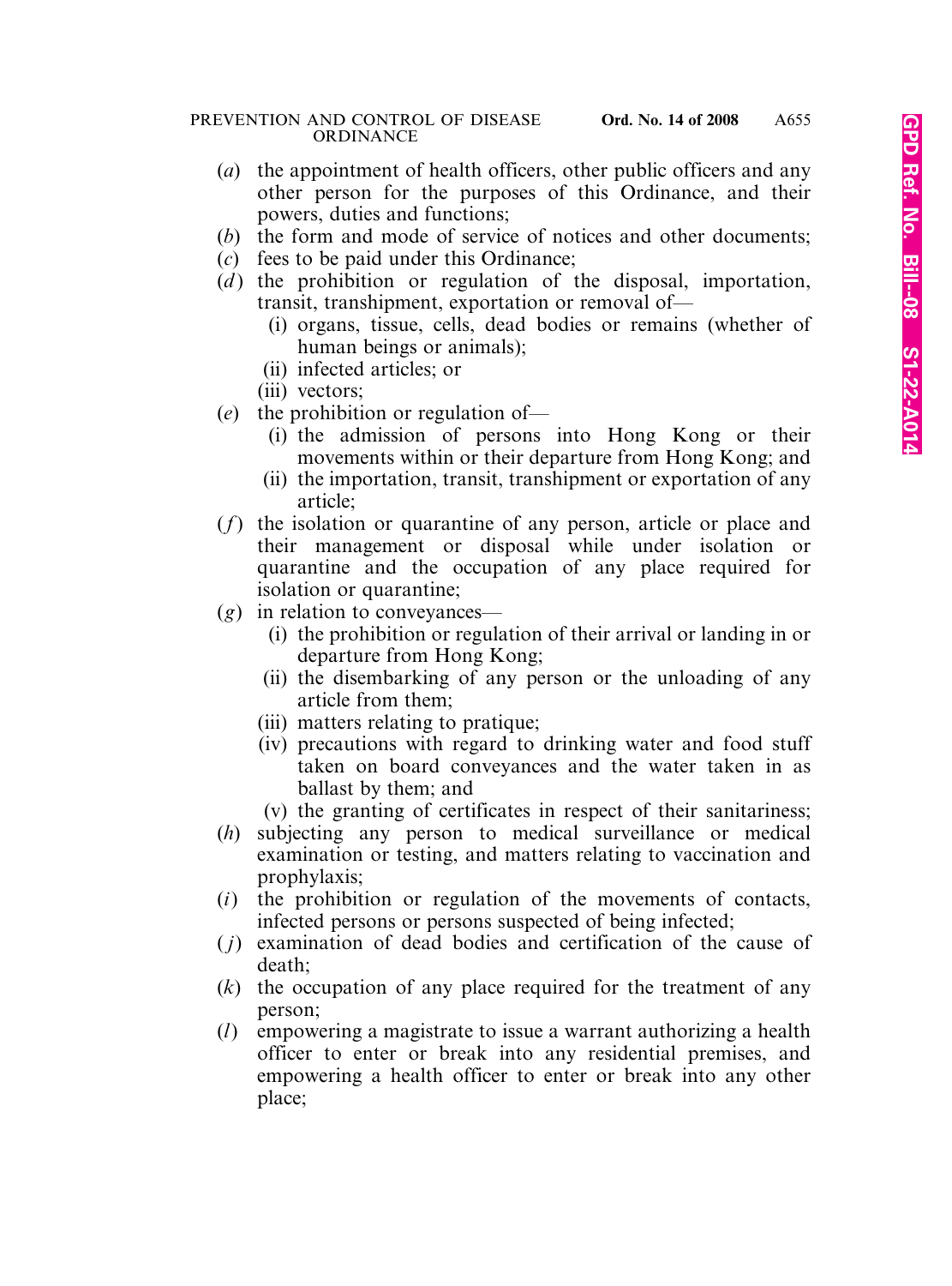(*a*) the appointment of health officers, other public officers and any other person for the purposes of this Ordinance, and their powers, duties and functions;

(*b*) the form and mode of service of notices and other documents;

(*c*) fees to be paid under this Ordinance;

(*d*) the prohibition or regulation of the disposal, importation, transit, transhipment, exportation or removal of—

  (i) organs, tissue, cells, dead bodies or remains (whether of human beings or animals);

  (ii) infected articles; or

  (iii) vectors;

(*e*) the prohibition or regulation of—

  (i) the admission of persons into Hong Kong or their movements within or their departure from Hong Kong; and

  (ii) the importation, transit, transhipment or exportation of any article;

(*f*) the isolation or quarantine of any person, article or place and their management or disposal while under isolation or quarantine and the occupation of any place required for isolation or quarantine;

(*g*) in relation to conveyances—

  (i) the prohibition or regulation of their arrival or landing in or departure from Hong Kong;

  (ii) the disembarking of any person or the unloading of any article from them;

  (iii) matters relating to pratique;

  (iv) precautions with regard to drinking water and food stuff taken on board conveyances and the water taken in as ballast by them; and

  (v) the granting of certificates in respect of their sanitariness;

(*h*) subjecting any person to medical surveillance or medical examination or testing, and matters relating to vaccination and prophylaxis;

(*i*) the prohibition or regulation of the movements of contacts, infected persons or persons suspected of being infected;

(*j*) examination of dead bodies and certification of the cause of death;

(*k*) the occupation of any place required for the treatment of any person;

(*l*) empowering a magistrate to issue a warrant authorizing a health officer to enter or break into any residential premises, and empowering a health officer to enter or break into any other place;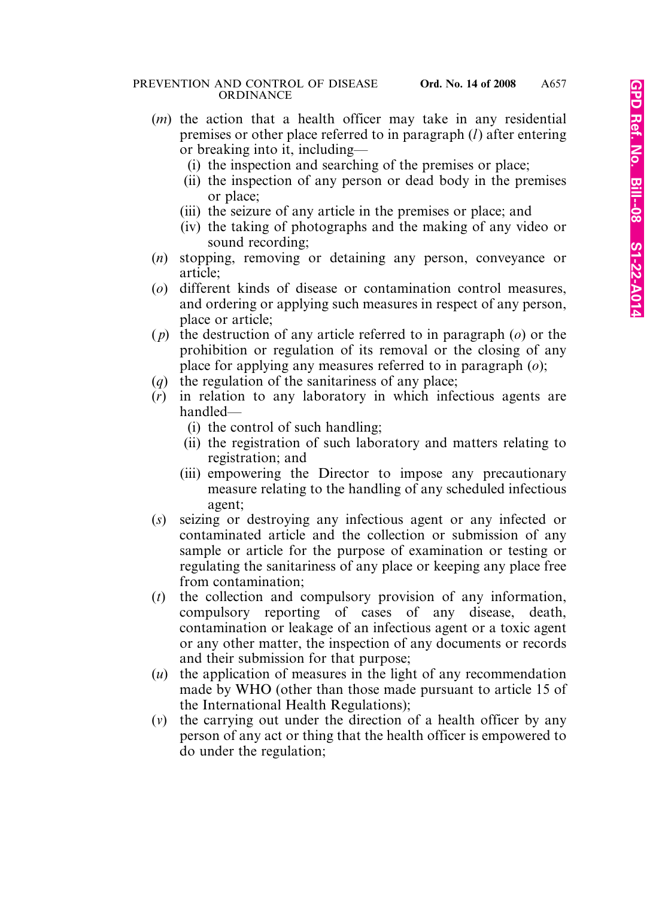(*m*) the action that a health officer may take in any residential premises or other place referred to in paragraph (*l*) after entering or breaking into it, including—

(i) the inspection and searching of the premises or place;

(ii) the inspection of any person or dead body in the premises or place;

(iii) the seizure of any article in the premises or place; and

(iv) the taking of photographs and the making of any video or sound recording;

(*n*) stopping, removing or detaining any person, conveyance or article;

(*o*) different kinds of disease or contamination control measures, and ordering or applying such measures in respect of any person, place or article;

(*p*) the destruction of any article referred to in paragraph (*o*) or the prohibition or regulation of its removal or the closing of any place for applying any measures referred to in paragraph (*o*);

(*q*) the regulation of the sanitariness of any place;

(*r*) in relation to any laboratory in which infectious agents are handled—

(i) the control of such handling;

(ii) the registration of such laboratory and matters relating to registration; and

(iii) empowering the Director to impose any precautionary measure relating to the handling of any scheduled infectious agent;

(*s*) seizing or destroying any infectious agent or any infected or contaminated article and the collection or submission of any sample or article for the purpose of examination or testing or regulating the sanitariness of any place or keeping any place free from contamination;

(*t*) the collection and compulsory provision of any information, compulsory reporting of cases of any disease, death, contamination or leakage of an infectious agent or a toxic agent or any other matter, the inspection of any documents or records and their submission for that purpose;

(*u*) the application of measures in the light of any recommendation made by WHO (other than those made pursuant to article 15 of the International Health Regulations);

(*v*) the carrying out under the direction of a health officer by any person of any act or thing that the health officer is empowered to do under the regulation;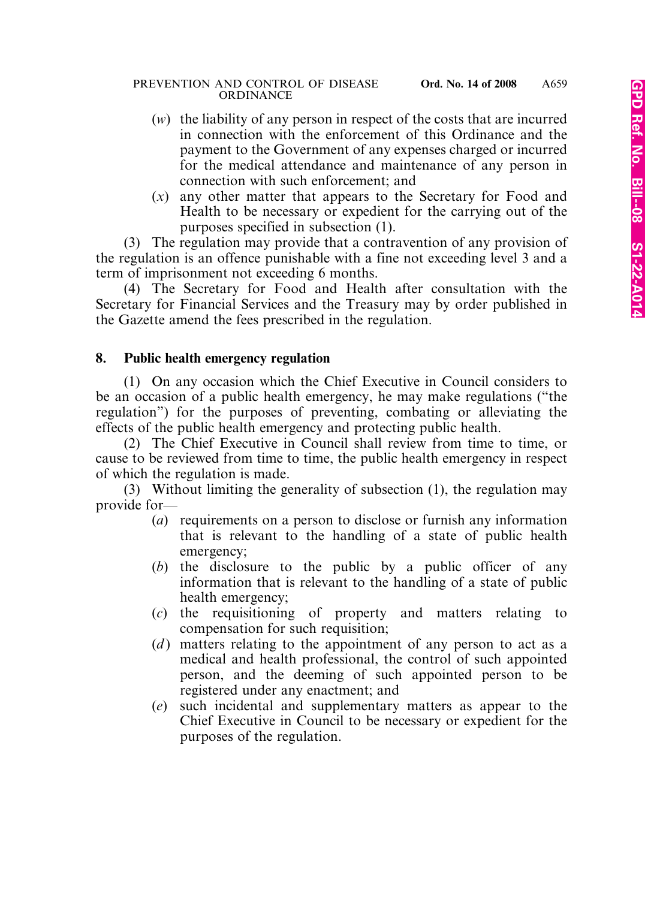(*w*) the liability of any person in respect of the costs that are incurred in connection with the enforcement of this Ordinance and the payment to the Government of any expenses charged or incurred for the medical attendance and maintenance of any person in connection with such enforcement; and

(*x*) any other matter that appears to the Secretary for Food and Health to be necessary or expedient for the carrying out of the purposes specified in subsection (1).

(3) The regulation may provide that a contravention of any provision of the regulation is an offence punishable with a fine not exceeding level 3 and a term of imprisonment not exceeding 6 months.

(4) The Secretary for Food and Health after consultation with the Secretary for Financial Services and the Treasury may by order published in the Gazette amend the fees prescribed in the regulation.

**8. Public health emergency regulation**

(1) On any occasion which the Chief Executive in Council considers to be an occasion of a public health emergency, he may make regulations ("the regulation") for the purposes of preventing, combating or alleviating the effects of the public health emergency and protecting public health.

(2) The Chief Executive in Council shall review from time to time, or cause to be reviewed from time to time, the public health emergency in respect of which the regulation is made.

(3) Without limiting the generality of subsection (1), the regulation may provide for—

(*a*) requirements on a person to disclose or furnish any information that is relevant to the handling of a state of public health emergency;

(*b*) the disclosure to the public by a public officer of any information that is relevant to the handling of a state of public health emergency;

(*c*) the requisitioning of property and matters relating to compensation for such requisition;

(*d*) matters relating to the appointment of any person to act as a medical and health professional, the control of such appointed person, and the deeming of such appointed person to be registered under any enactment; and

(*e*) such incidental and supplementary matters as appear to the Chief Executive in Council to be necessary or expedient for the purposes of the regulation.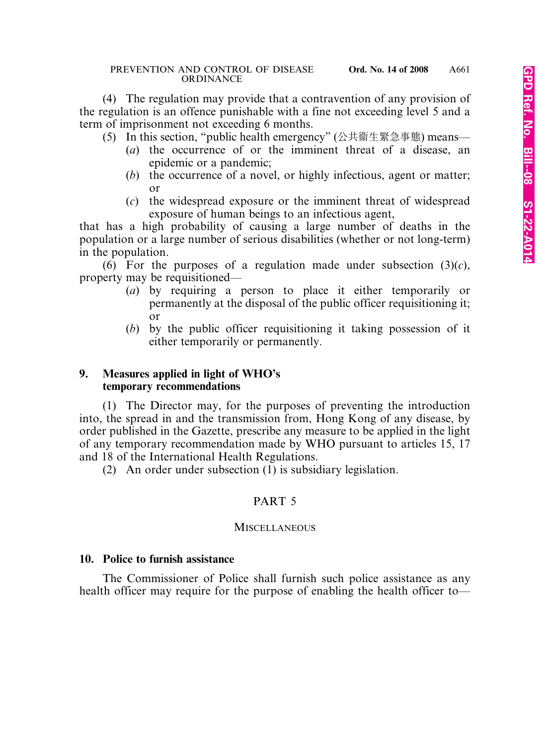(4) The regulation may provide that a contravention of any provision of the regulation is an offence punishable with a fine not exceeding level 5 and a term of imprisonment not exceeding 6 months.

(5) In this section, "public health emergency" (公共衞生緊急事態) means—

(*a*) the occurrence of or the imminent threat of a disease, an epidemic or a pandemic;

(*b*) the occurrence of a novel, or highly infectious, agent or matter; or

(*c*) the widespread exposure or the imminent threat of widespread exposure of human beings to an infectious agent,

that has a high probability of causing a large number of deaths in the population or a large number of serious disabilities (whether or not long-term) in the population.

(6) For the purposes of a regulation made under subsection (3)(*c*), property may be requisitioned—

(*a*) by requiring a person to place it either temporarily or permanently at the disposal of the public officer requisitioning it; or

(*b*) by the public officer requisitioning it taking possession of it either temporarily or permanently.

**9. Measures applied in light of WHO's temporary recommendations**

(1) The Director may, for the purposes of preventing the introduction into, the spread in and the transmission from, Hong Kong of any disease, by order published in the Gazette, prescribe any measure to be applied in the light of any temporary recommendation made by WHO pursuant to articles 15, 17 and 18 of the International Health Regulations.

(2) An order under subsection (1) is subsidiary legislation.

## PART 5

### MISCELLANEOUS

**10. Police to furnish assistance**

The Commissioner of Police shall furnish such police assistance as any health officer may require for the purpose of enabling the health officer to—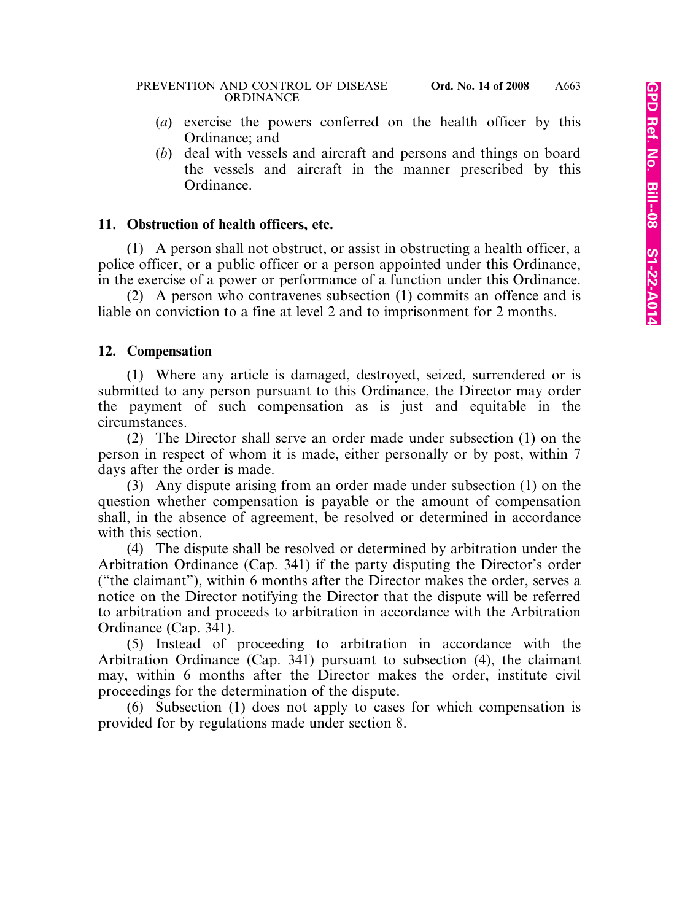(*a*) exercise the powers conferred on the health officer by this Ordinance; and

(*b*) deal with vessels and aircraft and persons and things on board the vessels and aircraft in the manner prescribed by this Ordinance.

**11. Obstruction of health officers, etc.**

(1) A person shall not obstruct, or assist in obstructing a health officer, a police officer, or a public officer or a person appointed under this Ordinance, in the exercise of a power or performance of a function under this Ordinance.

(2) A person who contravenes subsection (1) commits an offence and is liable on conviction to a fine at level 2 and to imprisonment for 2 months.

**12. Compensation**

(1) Where any article is damaged, destroyed, seized, surrendered or is submitted to any person pursuant to this Ordinance, the Director may order the payment of such compensation as is just and equitable in the circumstances.

(2) The Director shall serve an order made under subsection (1) on the person in respect of whom it is made, either personally or by post, within 7 days after the order is made.

(3) Any dispute arising from an order made under subsection (1) on the question whether compensation is payable or the amount of compensation shall, in the absence of agreement, be resolved or determined in accordance with this section.

(4) The dispute shall be resolved or determined by arbitration under the Arbitration Ordinance (Cap. 341) if the party disputing the Director's order ("the claimant"), within 6 months after the Director makes the order, serves a notice on the Director notifying the Director that the dispute will be referred to arbitration and proceeds to arbitration in accordance with the Arbitration Ordinance (Cap. 341).

(5) Instead of proceeding to arbitration in accordance with the Arbitration Ordinance (Cap. 341) pursuant to subsection (4), the claimant may, within 6 months after the Director makes the order, institute civil proceedings for the determination of the dispute.

(6) Subsection (1) does not apply to cases for which compensation is provided for by regulations made under section 8.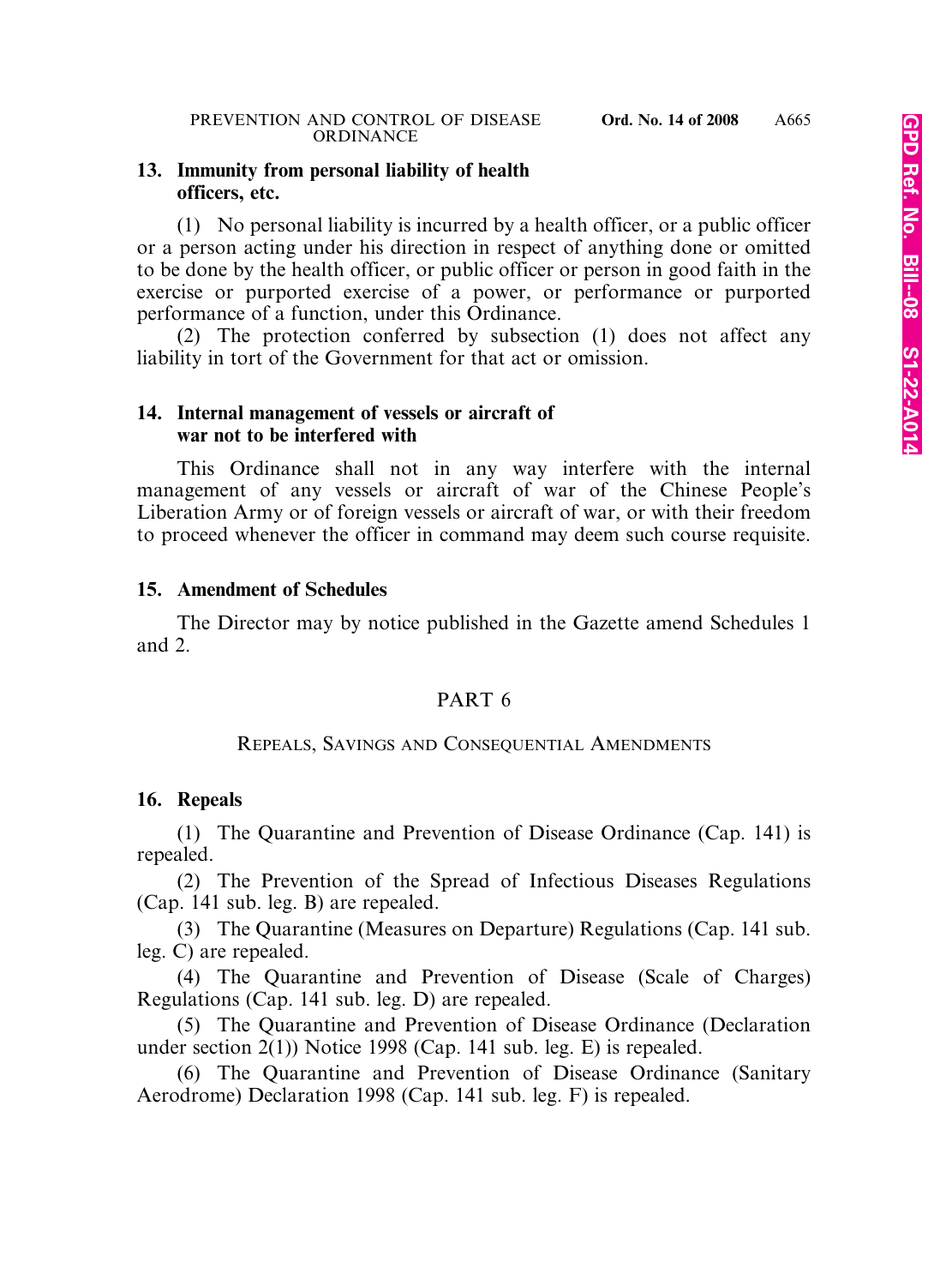**13. Immunity from personal liability of health officers, etc.**

(1) No personal liability is incurred by a health officer, or a public officer or a person acting under his direction in respect of anything done or omitted to be done by the health officer, or public officer or person in good faith in the exercise or purported exercise of a power, or performance or purported performance of a function, under this Ordinance.

(2) The protection conferred by subsection (1) does not affect any liability in tort of the Government for that act or omission.

**14. Internal management of vessels or aircraft of war not to be interfered with**

This Ordinance shall not in any way interfere with the internal management of any vessels or aircraft of war of the Chinese People's Liberation Army or of foreign vessels or aircraft of war, or with their freedom to proceed whenever the officer in command may deem such course requisite.

**15. Amendment of Schedules**

The Director may by notice published in the Gazette amend Schedules 1 and 2.

## PART 6

## REPEALS, SAVINGS AND CONSEQUENTIAL AMENDMENTS

**16. Repeals**

(1) The Quarantine and Prevention of Disease Ordinance (Cap. 141) is repealed.

(2) The Prevention of the Spread of Infectious Diseases Regulations (Cap. 141 sub. leg. B) are repealed.

(3) The Quarantine (Measures on Departure) Regulations (Cap. 141 sub. leg. C) are repealed.

(4) The Quarantine and Prevention of Disease (Scale of Charges) Regulations (Cap. 141 sub. leg. D) are repealed.

(5) The Quarantine and Prevention of Disease Ordinance (Declaration under section 2(1)) Notice 1998 (Cap. 141 sub. leg. E) is repealed.

(6) The Quarantine and Prevention of Disease Ordinance (Sanitary Aerodrome) Declaration 1998 (Cap. 141 sub. leg. F) is repealed.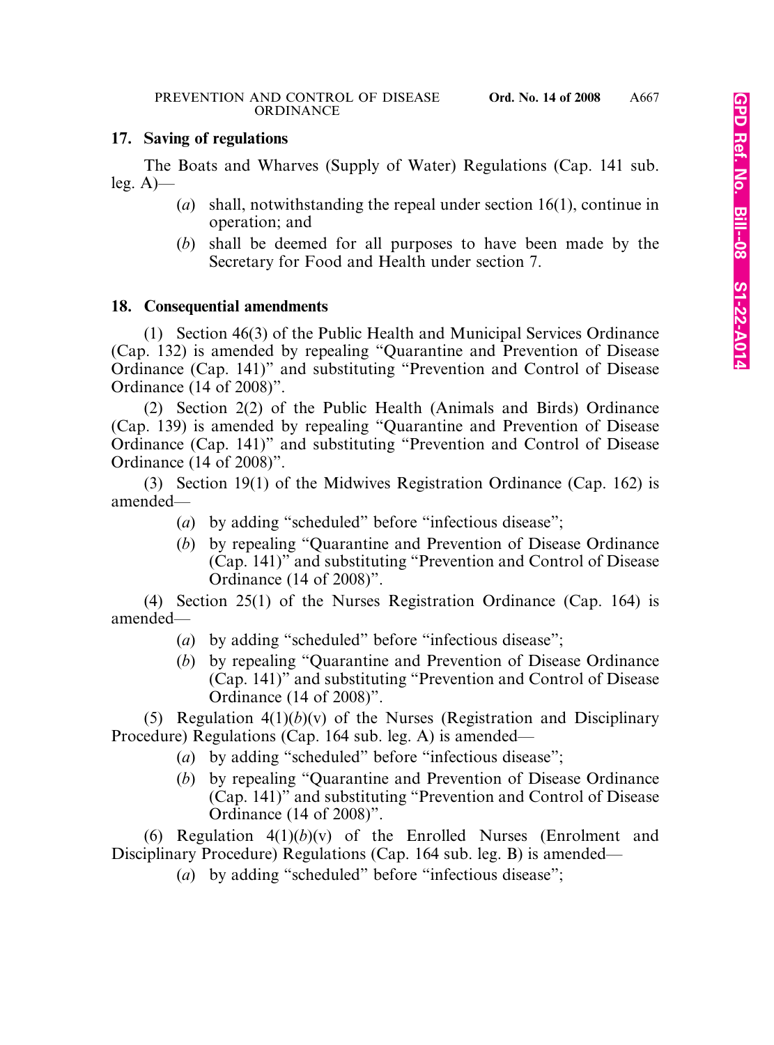**17. Saving of regulations**

The Boats and Wharves (Supply of Water) Regulations (Cap. 141 sub. leg. A)—

(*a*) shall, notwithstanding the repeal under section 16(1), continue in operation; and

(*b*) shall be deemed for all purposes to have been made by the Secretary for Food and Health under section 7.

**18. Consequential amendments**

(1) Section 46(3) of the Public Health and Municipal Services Ordinance (Cap. 132) is amended by repealing "Quarantine and Prevention of Disease Ordinance (Cap. 141)" and substituting "Prevention and Control of Disease Ordinance (14 of 2008)".

(2) Section 2(2) of the Public Health (Animals and Birds) Ordinance (Cap. 139) is amended by repealing "Quarantine and Prevention of Disease Ordinance (Cap. 141)" and substituting "Prevention and Control of Disease Ordinance (14 of 2008)".

(3) Section 19(1) of the Midwives Registration Ordinance (Cap. 162) is amended—

(*a*) by adding "scheduled" before "infectious disease";

(*b*) by repealing "Quarantine and Prevention of Disease Ordinance (Cap. 141)" and substituting "Prevention and Control of Disease Ordinance (14 of 2008)".

(4) Section 25(1) of the Nurses Registration Ordinance (Cap. 164) is amended—

(*a*) by adding "scheduled" before "infectious disease";

(*b*) by repealing "Quarantine and Prevention of Disease Ordinance (Cap. 141)" and substituting "Prevention and Control of Disease Ordinance (14 of 2008)".

(5) Regulation 4(1)(*b*)(v) of the Nurses (Registration and Disciplinary Procedure) Regulations (Cap. 164 sub. leg. A) is amended—

(*a*) by adding "scheduled" before "infectious disease";

(*b*) by repealing "Quarantine and Prevention of Disease Ordinance (Cap. 141)" and substituting "Prevention and Control of Disease Ordinance (14 of 2008)".

(6) Regulation 4(1)(*b*)(v) of the Enrolled Nurses (Enrolment and Disciplinary Procedure) Regulations (Cap. 164 sub. leg. B) is amended—

(*a*) by adding "scheduled" before "infectious disease";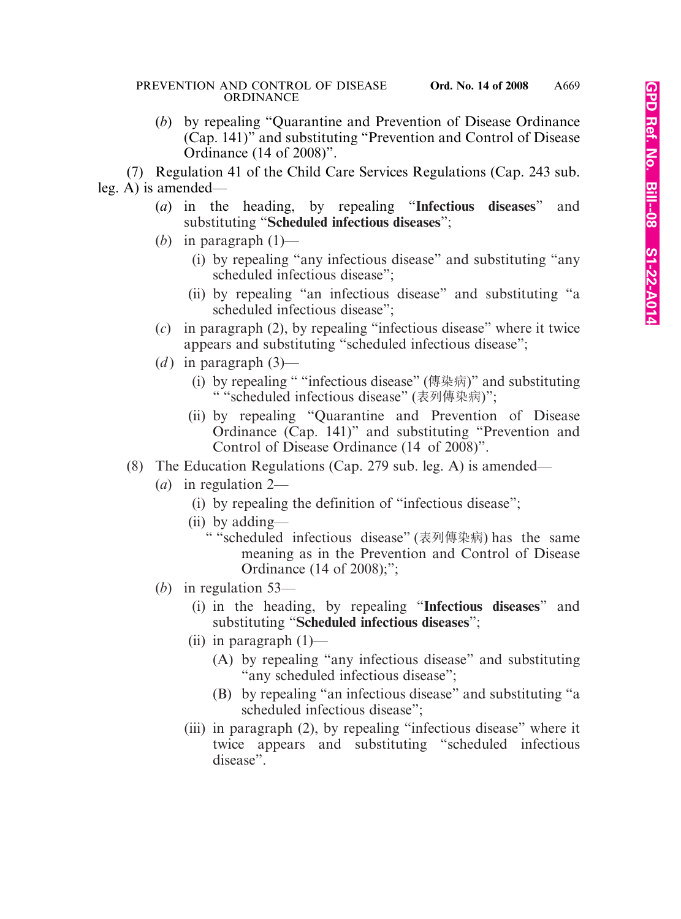(*b*) by repealing "Quarantine and Prevention of Disease Ordinance (Cap. 141)" and substituting "Prevention and Control of Disease Ordinance (14 of 2008)".

(7) Regulation 41 of the Child Care Services Regulations (Cap. 243 sub. leg. A) is amended—

(*a*) in the heading, by repealing "**Infectious diseases**" and substituting "**Scheduled infectious diseases**";

(*b*) in paragraph (1)—

(i) by repealing "any infectious disease" and substituting "any scheduled infectious disease";

(ii) by repealing "an infectious disease" and substituting "a scheduled infectious disease";

(*c*) in paragraph (2), by repealing "infectious disease" where it twice appears and substituting "scheduled infectious disease";

(*d*) in paragraph (3)—

(i) by repealing " "infectious disease" (傳染病)" and substituting " "scheduled infectious disease" (表列傳染病)";

(ii) by repealing "Quarantine and Prevention of Disease Ordinance (Cap. 141)" and substituting "Prevention and Control of Disease Ordinance (14 of 2008)".

(8) The Education Regulations (Cap. 279 sub. leg. A) is amended—

(*a*) in regulation 2—

(i) by repealing the definition of "infectious disease";

(ii) by adding—

" "scheduled infectious disease" (表列傳染病) has the same meaning as in the Prevention and Control of Disease Ordinance (14 of 2008);";

(*b*) in regulation 53—

(i) in the heading, by repealing "**Infectious diseases**" and substituting "**Scheduled infectious diseases**";

(ii) in paragraph (1)—

(A) by repealing "any infectious disease" and substituting "any scheduled infectious disease";

(B) by repealing "an infectious disease" and substituting "a scheduled infectious disease";

(iii) in paragraph (2), by repealing "infectious disease" where it twice appears and substituting "scheduled infectious disease".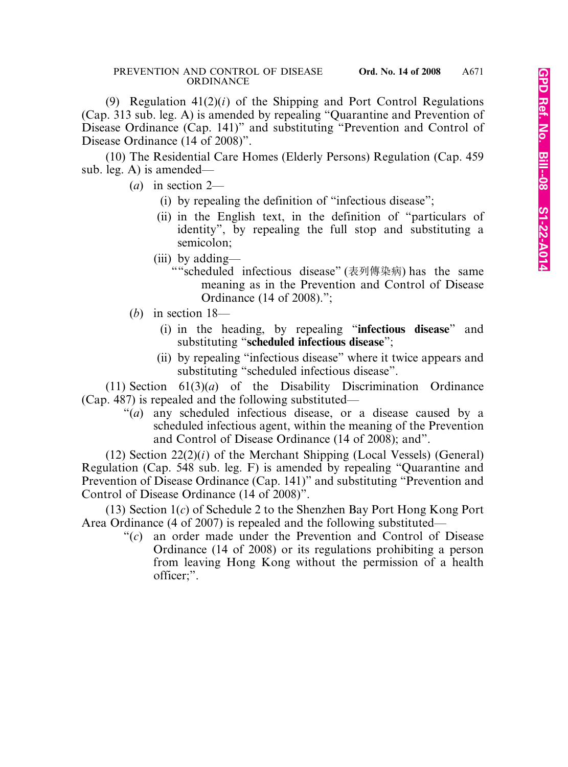(9) Regulation 41(2)(*i*) of the Shipping and Port Control Regulations (Cap. 313 sub. leg. A) is amended by repealing "Quarantine and Prevention of Disease Ordinance (Cap. 141)" and substituting "Prevention and Control of Disease Ordinance (14 of 2008)".

(10) The Residential Care Homes (Elderly Persons) Regulation (Cap. 459 sub. leg. A) is amended—

- (*a*) in section 2—
  - (i) by repealing the definition of "infectious disease";
  - (ii) in the English text, in the definition of "particulars of identity", by repealing the full stop and substituting a semicolon;
  - (iii) by adding—

    ""scheduled infectious disease" (表列傳染病) has the same meaning as in the Prevention and Control of Disease Ordinance (14 of 2008).";
- (*b*) in section 18—
  - (i) in the heading, by repealing "**infectious disease**" and substituting "**scheduled infectious disease**";
  - (ii) by repealing "infectious disease" where it twice appears and substituting "scheduled infectious disease".

(11) Section 61(3)(*a*) of the Disability Discrimination Ordinance (Cap. 487) is repealed and the following substituted—

"(*a*) any scheduled infectious disease, or a disease caused by a scheduled infectious agent, within the meaning of the Prevention and Control of Disease Ordinance (14 of 2008); and".

(12) Section 22(2)(*i*) of the Merchant Shipping (Local Vessels) (General) Regulation (Cap. 548 sub. leg. F) is amended by repealing "Quarantine and Prevention of Disease Ordinance (Cap. 141)" and substituting "Prevention and Control of Disease Ordinance (14 of 2008)".

(13) Section 1(*c*) of Schedule 2 to the Shenzhen Bay Port Hong Kong Port Area Ordinance (4 of 2007) is repealed and the following substituted—

"(*c*) an order made under the Prevention and Control of Disease Ordinance (14 of 2008) or its regulations prohibiting a person from leaving Hong Kong without the permission of a health officer;".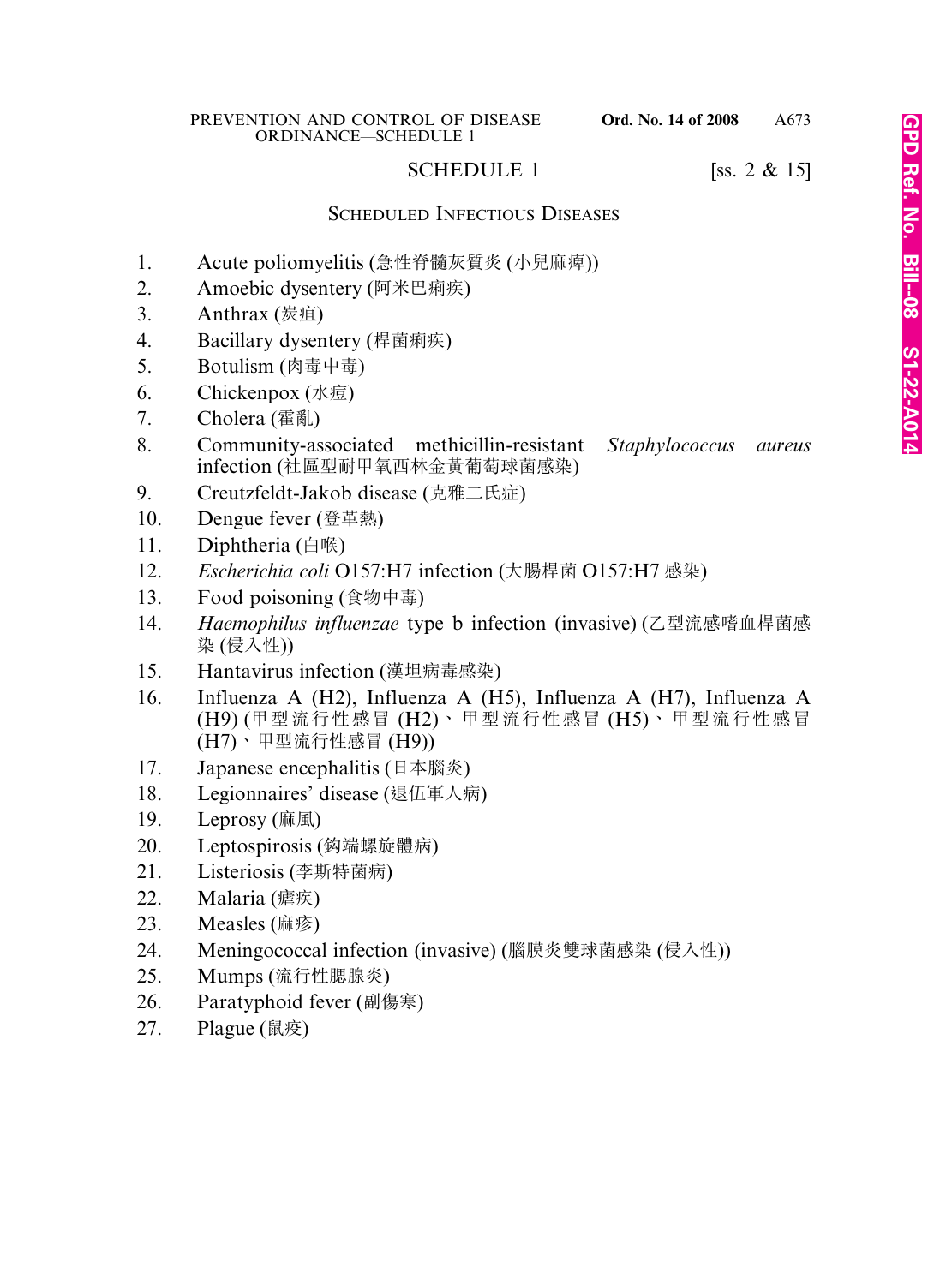# SCHEDULE 1

[ss. 2 & 15]

## Scheduled Infectious Diseases

1. Acute poliomyelitis (急性脊髓灰質炎 (小兒麻痺))
2. Amoebic dysentery (阿米巴痢疾)
3. Anthrax (炭疽)
4. Bacillary dysentery (桿菌痢疾)
5. Botulism (肉毒中毒)
6. Chickenpox (水痘)
7. Cholera (霍亂)
8. Community-associated methicillin-resistant *Staphylococcus aureus* infection (社區型耐甲氧西林金黃葡萄球菌感染)
9. Creutzfeldt-Jakob disease (克雅二氏症)
10. Dengue fever (登革熱)
11. Diphtheria (白喉)
12. *Escherichia coli* O157:H7 infection (大腸桿菌 O157:H7 感染)
13. Food poisoning (食物中毒)
14. *Haemophilus influenzae* type b infection (invasive) (乙型流感嗜血桿菌感染 (侵入性))
15. Hantavirus infection (漢坦病毒感染)
16. Influenza A (H2), Influenza A (H5), Influenza A (H7), Influenza A (H9) (甲型流行性感冒 (H2)、甲型流行性感冒 (H5)、甲型流行性感冒 (H7)、甲型流行性感冒 (H9))
17. Japanese encephalitis (日本腦炎)
18. Legionnaires' disease (退伍軍人病)
19. Leprosy (麻風)
20. Leptospirosis (鈎端螺旋體病)
21. Listeriosis (李斯特菌病)
22. Malaria (瘧疾)
23. Measles (麻疹)
24. Meningococcal infection (invasive) (腦膜炎雙球菌感染 (侵入性))
25. Mumps (流行性腮腺炎)
26. Paratyphoid fever (副傷寒)
27. Plague (鼠疫)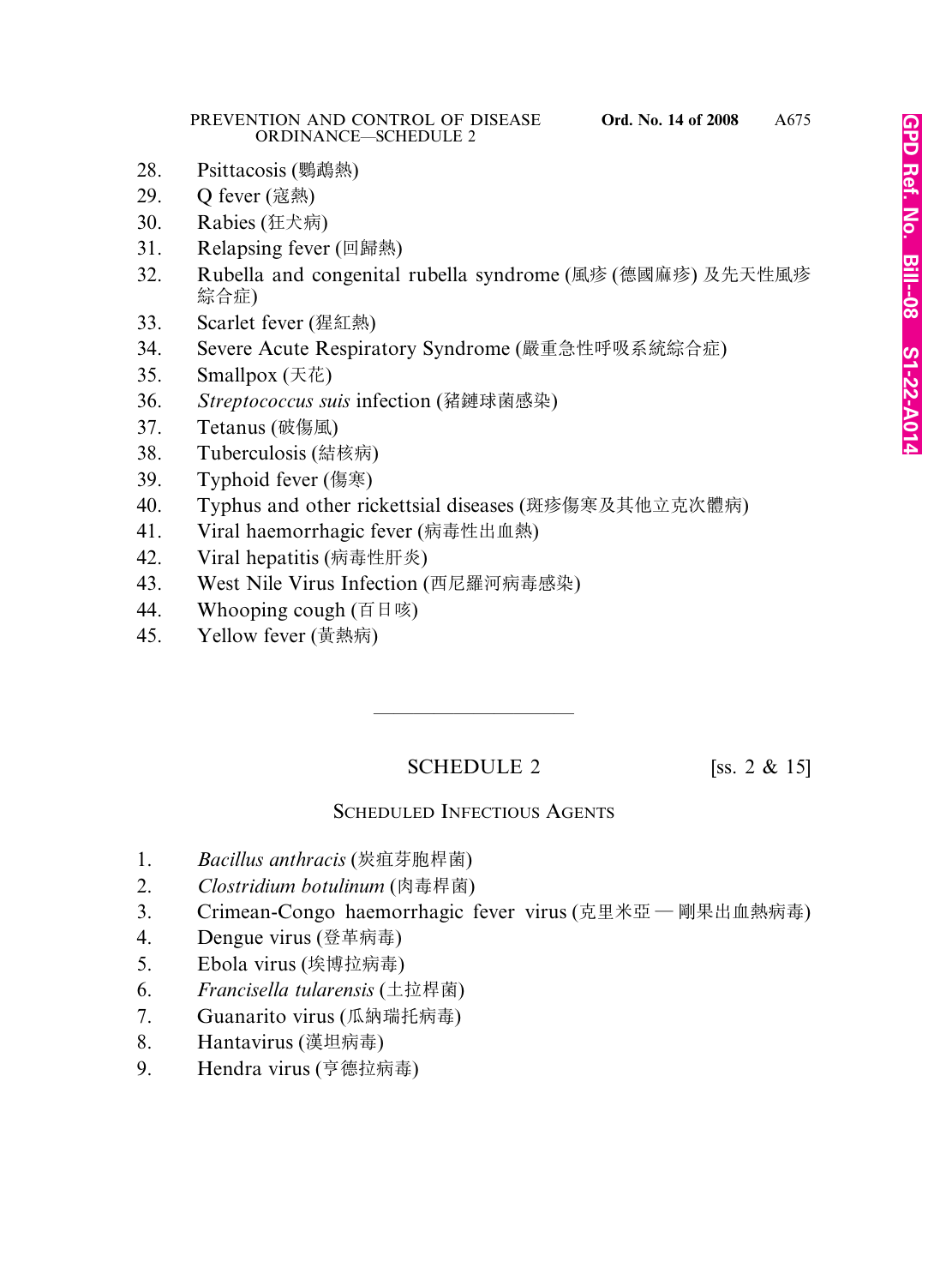28. Psittacosis (鸚鵡熱)
29. Q fever (寇熱)
30. Rabies (狂犬病)
31. Relapsing fever (回歸熱)
32. Rubella and congenital rubella syndrome (風疹 (德國麻疹) 及先天性風疹綜合症)
33. Scarlet fever (猩紅熱)
34. Severe Acute Respiratory Syndrome (嚴重急性呼吸系統綜合症)
35. Smallpox (天花)
36. *Streptococcus suis* infection (豬鏈球菌感染)
37. Tetanus (破傷風)
38. Tuberculosis (結核病)
39. Typhoid fever (傷寒)
40. Typhus and other rickettsial diseases (斑疹傷寒及其他立克次體病)
41. Viral haemorrhagic fever (病毒性出血熱)
42. Viral hepatitis (病毒性肝炎)
43. West Nile Virus Infection (西尼羅河病毒感染)
44. Whooping cough (百日咳)
45. Yellow fever (黃熱病)

---

## SCHEDULE 2

[ss. 2 & 15]

### SCHEDULED INFECTIOUS AGENTS

1. *Bacillus anthracis* (炭疽芽胞桿菌)
2. *Clostridium botulinum* (肉毒桿菌)
3. Crimean-Congo haemorrhagic fever virus (克里米亞 — 剛果出血熱病毒)
4. Dengue virus (登革病毒)
5. Ebola virus (埃博拉病毒)
6. *Francisella tularensis* (土拉桿菌)
7. Guanarito virus (瓜納瑞托病毒)
8. Hantavirus (漢坦病毒)
9. Hendra virus (亨德拉病毒)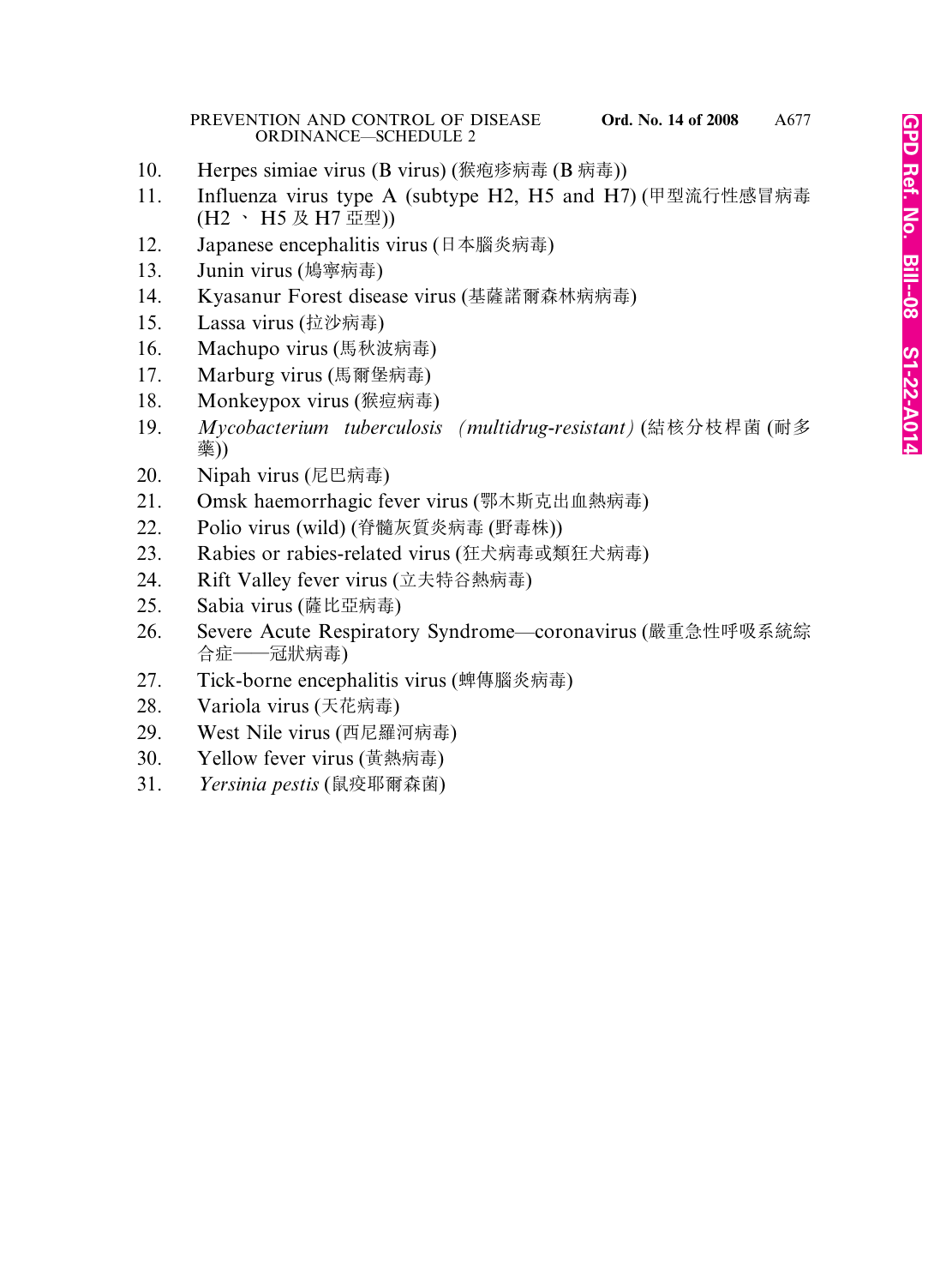10. Herpes simiae virus (B virus) (猴疱疹病毒 (B 病毒))
11. Influenza virus type A (subtype H2, H5 and H7) (甲型流行性感冒病毒 (H2 、 H5 及 H7 亞型))
12. Japanese encephalitis virus (日本腦炎病毒)
13. Junin virus (鳩寧病毒)
14. Kyasanur Forest disease virus (基薩諾爾森林病病毒)
15. Lassa virus (拉沙病毒)
16. Machupo virus (馬秋波病毒)
17. Marburg virus (馬爾堡病毒)
18. Monkeypox virus (猴痘病毒)
19. *Mycobacterium tuberculosis (multidrug-resistant)* (結核分枝桿菌 (耐多藥))
20. Nipah virus (尼巴病毒)
21. Omsk haemorrhagic fever virus (鄂木斯克出血熱病毒)
22. Polio virus (wild) (脊髓灰質炎病毒 (野毒株))
23. Rabies or rabies-related virus (狂犬病毒或類狂犬病毒)
24. Rift Valley fever virus (立夫特谷熱病毒)
25. Sabia virus (薩比亞病毒)
26. Severe Acute Respiratory Syndrome—coronavirus (嚴重急性呼吸系統綜合症——冠狀病毒)
27. Tick-borne encephalitis virus (蜱傳腦炎病毒)
28. Variola virus (天花病毒)
29. West Nile virus (西尼羅河病毒)
30. Yellow fever virus (黃熱病毒)
31. *Yersinia pestis* (鼠疫耶爾森菌)